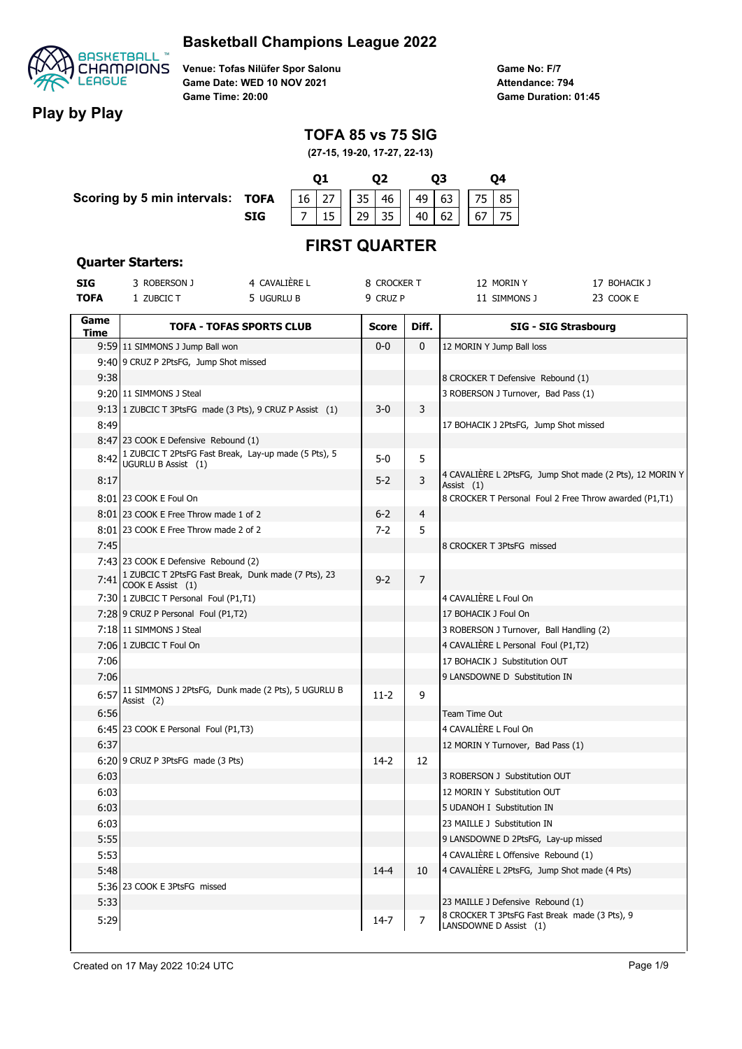# Basketball Champions League 2022

## Play by Play

**Venue: Tofas Nilüfer Spor Salonu**
**Game Date: WED 10 NOV 2021**
**Game Time: 20:00**

**Game No: F/7**
**Attendance: 794**
**Game Duration: 01:45**

## TOFA 85 vs 75 SIG

**(27-15, 19-20, 17-27, 22-13)**

**Scoring by 5 min intervals:**

| | Q1 | | Q2 | | Q3 | | Q4 | |
|---|---|---|---|---|---|---|---|---|
| **TOFA** | 16 | 27 | 35 | 46 | 49 | 63 | 75 | 85 |
| **SIG** | 7 | 15 | 29 | 35 | 40 | 62 | 67 | 75 |

## FIRST QUARTER

### Quarter Starters:

| | | | | | |
|---|---|---|---|---|---|
| **SIG** | 3 ROBERSON J | 4 CAVALIÈRE L | 8 CROCKER T | 12 MORIN Y | 17 BOHACIK J |
| **TOFA** | 1 ZUBCIC T | 5 UGURLU B | 9 CRUZ P | 11 SIMMONS J | 23 COOK E |

| Game Time | TOFA - TOFAS SPORTS CLUB | Score | Diff. | SIG - SIG Strasbourg |
|---|---|---|---|---|
| 9:59 | 11 SIMMONS J Jump Ball won | 0-0 | 0 | 12 MORIN Y Jump Ball loss |
| 9:40 | 9 CRUZ P 2PtsFG, Jump Shot missed | | | |
| 9:38 | | | | 8 CROCKER T Defensive Rebound (1) |
| 9:20 | 11 SIMMONS J Steal | | | 3 ROBERSON J Turnover, Bad Pass (1) |
| 9:13 | 1 ZUBCIC T 3PtsFG made (3 Pts), 9 CRUZ P Assist (1) | 3-0 | 3 | |
| 8:49 | | | | 17 BOHACIK J 2PtsFG, Jump Shot missed |
| 8:47 | 23 COOK E Defensive Rebound (1) | | | |
| 8:42 | 1 ZUBCIC T 2PtsFG Fast Break, Lay-up made (5 Pts), 5 UGURLU B Assist (1) | 5-0 | 5 | |
| 8:17 | | 5-2 | 3 | 4 CAVALIÈRE L 2PtsFG, Jump Shot made (2 Pts), 12 MORIN Y Assist (1) |
| 8:01 | 23 COOK E Foul On | | | 8 CROCKER T Personal Foul 2 Free Throw awarded (P1,T1) |
| 8:01 | 23 COOK E Free Throw made 1 of 2 | 6-2 | 4 | |
| 8:01 | 23 COOK E Free Throw made 2 of 2 | 7-2 | 5 | |
| 7:45 | | | | 8 CROCKER T 3PtsFG missed |
| 7:43 | 23 COOK E Defensive Rebound (2) | | | |
| 7:41 | 1 ZUBCIC T 2PtsFG Fast Break, Dunk made (7 Pts), 23 COOK E Assist (1) | 9-2 | 7 | |
| 7:30 | 1 ZUBCIC T Personal Foul (P1,T1) | | | 4 CAVALIÈRE L Foul On |
| 7:28 | 9 CRUZ P Personal Foul (P1,T2) | | | 17 BOHACIK J Foul On |
| 7:18 | 11 SIMMONS J Steal | | | 3 ROBERSON J Turnover, Ball Handling (2) |
| 7:06 | 1 ZUBCIC T Foul On | | | 4 CAVALIÈRE L Personal Foul (P1,T2) |
| 7:06 | | | | 17 BOHACIK J Substitution OUT |
| 7:06 | | | | 9 LANSDOWNE D Substitution IN |
| 6:57 | 11 SIMMONS J 2PtsFG, Dunk made (2 Pts), 5 UGURLU B Assist (2) | 11-2 | 9 | |
| 6:56 | | | | Team Time Out |
| 6:45 | 23 COOK E Personal Foul (P1,T3) | | | 4 CAVALIÈRE L Foul On |
| 6:37 | | | | 12 MORIN Y Turnover, Bad Pass (1) |
| 6:20 | 9 CRUZ P 3PtsFG made (3 Pts) | 14-2 | 12 | |
| 6:03 | | | | 3 ROBERSON J Substitution OUT |
| 6:03 | | | | 12 MORIN Y Substitution OUT |
| 6:03 | | | | 5 UDANOH I Substitution IN |
| 6:03 | | | | 23 MAILLE J Substitution IN |
| 5:55 | | | | 9 LANSDOWNE D 2PtsFG, Lay-up missed |
| 5:53 | | | | 4 CAVALIÈRE L Offensive Rebound (1) |
| 5:48 | | 14-4 | 10 | 4 CAVALIÈRE L 2PtsFG, Jump Shot made (4 Pts) |
| 5:36 | 23 COOK E 3PtsFG missed | | | |
| 5:33 | | | | 23 MAILLE J Defensive Rebound (1) |
| 5:29 | | 14-7 | 7 | 8 CROCKER T 3PtsFG Fast Break made (3 Pts), 9 LANSDOWNE D Assist (1) |

Created on 17 May 2022 10:24 UTC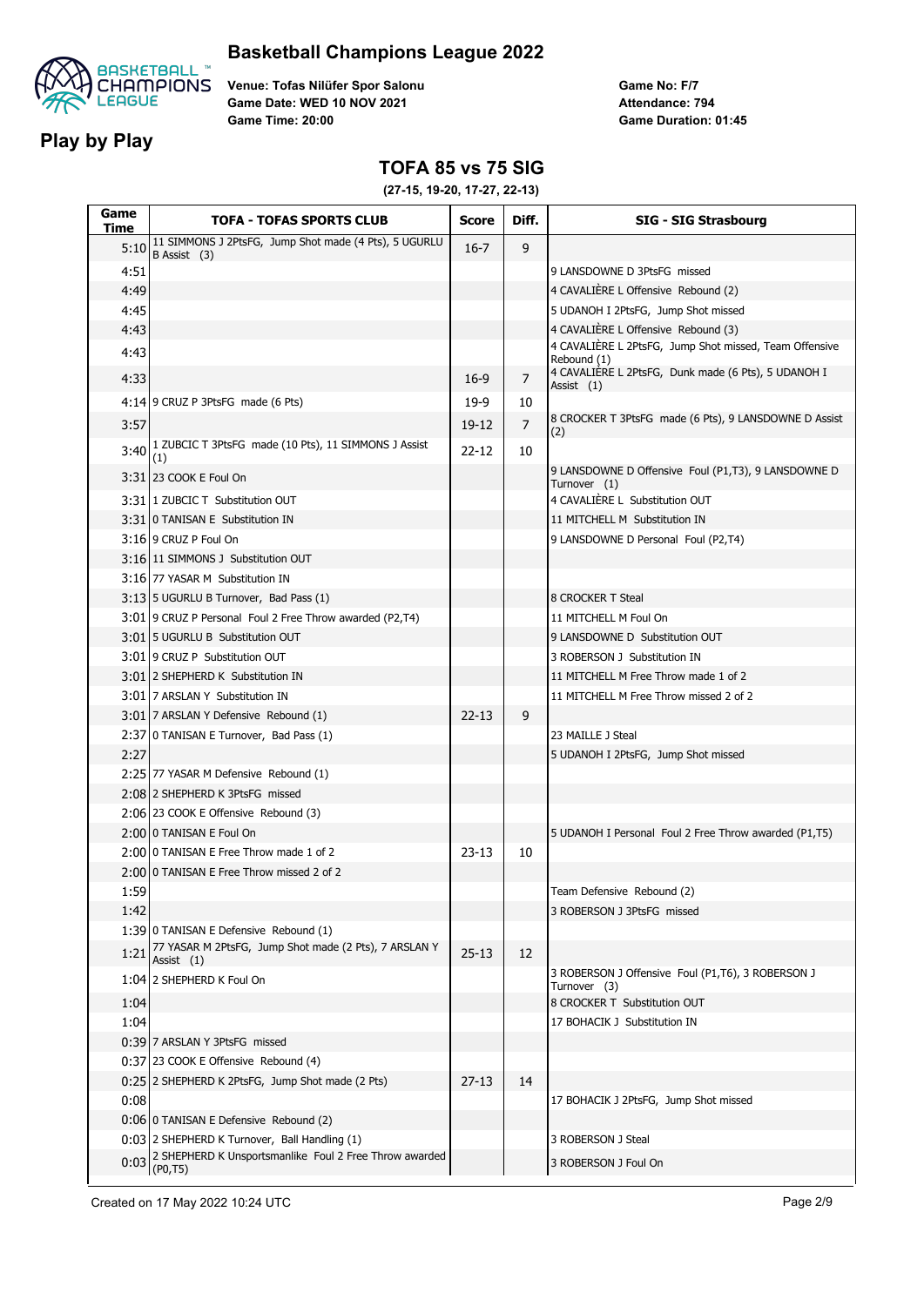# Basketball Champions League 2022

## Play by Play

Venue: Tofas Nilüfer Spor Salonu
Game Date: WED 10 NOV 2021
Game Time: 20:00

Game No: F/7
Attendance: 794
Game Duration: 01:45

## TOFA 85 vs 75 SIG

(27-15, 19-20, 17-27, 22-13)

| Game Time | TOFA - TOFAS SPORTS CLUB | Score | Diff. | SIG - SIG Strasbourg |
|---|---|---|---|---|
| 5:10 | 11 SIMMONS J 2PtsFG, Jump Shot made (4 Pts), 5 UGURLU B Assist (3) | 16-7 | 9 | |
| 4:51 | | | | 9 LANSDOWNE D 3PtsFG missed |
| 4:49 | | | | 4 CAVALIÈRE L Offensive Rebound (2) |
| 4:45 | | | | 5 UDANOH I 2PtsFG, Jump Shot missed |
| 4:43 | | | | 4 CAVALIÈRE L Offensive Rebound (3) |
| 4:43 | | | | 4 CAVALIÈRE L 2PtsFG, Jump Shot missed, Team Offensive Rebound (1) |
| 4:33 | | 16-9 | 7 | 4 CAVALIÈRE L 2PtsFG, Dunk made (6 Pts), 5 UDANOH I Assist (1) |
| 4:14 | 9 CRUZ P 3PtsFG made (6 Pts) | 19-9 | 10 | |
| 3:57 | | 19-12 | 7 | 8 CROCKER T 3PtsFG made (6 Pts), 9 LANSDOWNE D Assist (2) |
| 3:40 | 1 ZUBCIC T 3PtsFG made (10 Pts), 11 SIMMONS J Assist (1) | 22-12 | 10 | |
| 3:31 | 23 COOK E Foul On | | | 9 LANSDOWNE D Offensive Foul (P1,T3), 9 LANSDOWNE D Turnover (1) |
| 3:31 | 1 ZUBCIC T Substitution OUT | | | 4 CAVALIÈRE L Substitution OUT |
| 3:31 | 0 TANISAN E Substitution IN | | | 11 MITCHELL M Substitution IN |
| 3:16 | 9 CRUZ P Foul On | | | 9 LANSDOWNE D Personal Foul (P2,T4) |
| 3:16 | 11 SIMMONS J Substitution OUT | | | |
| 3:16 | 77 YASAR M Substitution IN | | | |
| 3:13 | 5 UGURLU B Turnover, Bad Pass (1) | | | 8 CROCKER T Steal |
| 3:01 | 9 CRUZ P Personal Foul 2 Free Throw awarded (P2,T4) | | | 11 MITCHELL M Foul On |
| 3:01 | 5 UGURLU B Substitution OUT | | | 9 LANSDOWNE D Substitution OUT |
| 3:01 | 9 CRUZ P Substitution OUT | | | 3 ROBERSON J Substitution IN |
| 3:01 | 2 SHEPHERD K Substitution IN | | | 11 MITCHELL M Free Throw made 1 of 2 |
| 3:01 | 7 ARSLAN Y Substitution IN | | | 11 MITCHELL M Free Throw missed 2 of 2 |
| 3:01 | 7 ARSLAN Y Defensive Rebound (1) | 22-13 | 9 | |
| 2:37 | 0 TANISAN E Turnover, Bad Pass (1) | | | 23 MAILLE J Steal |
| 2:27 | | | | 5 UDANOH I 2PtsFG, Jump Shot missed |
| 2:25 | 77 YASAR M Defensive Rebound (1) | | | |
| 2:08 | 2 SHEPHERD K 3PtsFG missed | | | |
| 2:06 | 23 COOK E Offensive Rebound (3) | | | |
| 2:00 | 0 TANISAN E Foul On | | | 5 UDANOH I Personal Foul 2 Free Throw awarded (P1,T5) |
| 2:00 | 0 TANISAN E Free Throw made 1 of 2 | 23-13 | 10 | |
| 2:00 | 0 TANISAN E Free Throw missed 2 of 2 | | | |
| 1:59 | | | | Team Defensive Rebound (2) |
| 1:42 | | | | 3 ROBERSON J 3PtsFG missed |
| 1:39 | 0 TANISAN E Defensive Rebound (1) | | | |
| 1:21 | 77 YASAR M 2PtsFG, Jump Shot made (2 Pts), 7 ARSLAN Y Assist (1) | 25-13 | 12 | |
| 1:04 | 2 SHEPHERD K Foul On | | | 3 ROBERSON J Offensive Foul (P1,T6), 3 ROBERSON J Turnover (3) |
| 1:04 | | | | 8 CROCKER T Substitution OUT |
| 1:04 | | | | 17 BOHACIK J Substitution IN |
| 0:39 | 7 ARSLAN Y 3PtsFG missed | | | |
| 0:37 | 23 COOK E Offensive Rebound (4) | | | |
| 0:25 | 2 SHEPHERD K 2PtsFG, Jump Shot made (2 Pts) | 27-13 | 14 | |
| 0:08 | | | | 17 BOHACIK J 2PtsFG, Jump Shot missed |
| 0:06 | 0 TANISAN E Defensive Rebound (2) | | | |
| 0:03 | 2 SHEPHERD K Turnover, Ball Handling (1) | | | 3 ROBERSON J Steal |
| 0:03 | 2 SHEPHERD K Unsportsmanlike Foul 2 Free Throw awarded (P0,T5) | | | 3 ROBERSON J Foul On |

Created on 17 May 2022 10:24 UTC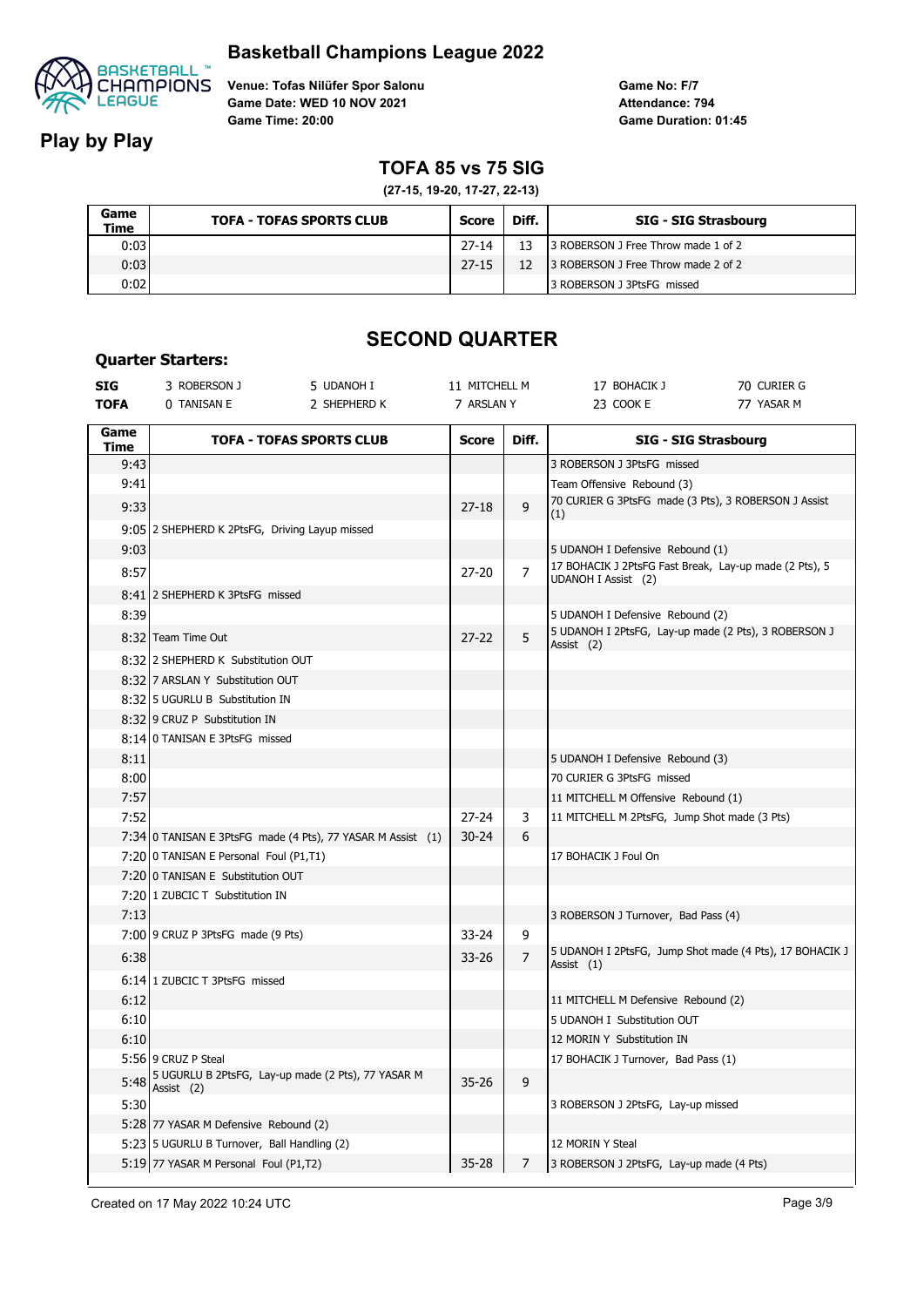# Basketball Champions League 2022

## Play by Play

Venue: Tofas Nilüfer Spor Salonu
Game Date: WED 10 NOV 2021
Game Time: 20:00

Game No: F/7
Attendance: 794
Game Duration: 01:45

## TOFA 85 vs 75 SIG

(27-15, 19-20, 17-27, 22-13)

| Game Time | TOFA - TOFAS SPORTS CLUB | Score | Diff. | SIG - SIG Strasbourg |
|---|---|---|---|---|
| 0:03 | | 27-14 | 13 | 3 ROBERSON J Free Throw made 1 of 2 |
| 0:03 | | 27-15 | 12 | 3 ROBERSON J Free Throw made 2 of 2 |
| 0:02 | | | | 3 ROBERSON J 3PtsFG missed |

## SECOND QUARTER

### Quarter Starters:

| | | | | | |
|---|---|---|---|---|---|
| **SIG** | 3 ROBERSON J | 5 UDANOH I | 11 MITCHELL M | 17 BOHACIK J | 70 CURIER G |
| **TOFA** | 0 TANISAN E | 2 SHEPHERD K | 7 ARSLAN Y | 23 COOK E | 77 YASAR M |

| Game Time | TOFA - TOFAS SPORTS CLUB | Score | Diff. | SIG - SIG Strasbourg |
|---|---|---|---|---|
| 9:43 | | | | 3 ROBERSON J 3PtsFG missed |
| 9:41 | | | | Team Offensive Rebound (3) |
| 9:33 | | 27-18 | 9 | 70 CURIER G 3PtsFG made (3 Pts), 3 ROBERSON J Assist (1) |
| 9:05 | 2 SHEPHERD K 2PtsFG, Driving Layup missed | | | |
| 9:03 | | | | 5 UDANOH I Defensive Rebound (1) |
| 8:57 | | 27-20 | 7 | 17 BOHACIK J 2PtsFG Fast Break, Lay-up made (2 Pts), 5 UDANOH I Assist (2) |
| 8:41 | 2 SHEPHERD K 3PtsFG missed | | | |
| 8:39 | | | | 5 UDANOH I Defensive Rebound (2) |
| 8:32 | Team Time Out | 27-22 | 5 | 5 UDANOH I 2PtsFG, Lay-up made (2 Pts), 3 ROBERSON J Assist (2) |
| 8:32 | 2 SHEPHERD K Substitution OUT | | | |
| 8:32 | 7 ARSLAN Y Substitution OUT | | | |
| 8:32 | 5 UGURLU B Substitution IN | | | |
| 8:32 | 9 CRUZ P Substitution IN | | | |
| 8:14 | 0 TANISAN E 3PtsFG missed | | | |
| 8:11 | | | | 5 UDANOH I Defensive Rebound (3) |
| 8:00 | | | | 70 CURIER G 3PtsFG missed |
| 7:57 | | | | 11 MITCHELL M Offensive Rebound (1) |
| 7:52 | | 27-24 | 3 | 11 MITCHELL M 2PtsFG, Jump Shot made (3 Pts) |
| 7:34 | 0 TANISAN E 3PtsFG made (4 Pts), 77 YASAR M Assist (1) | 30-24 | 6 | |
| 7:20 | 0 TANISAN E Personal Foul (P1,T1) | | | 17 BOHACIK J Foul On |
| 7:20 | 0 TANISAN E Substitution OUT | | | |
| 7:20 | 1 ZUBCIC T Substitution IN | | | |
| 7:13 | | | | 3 ROBERSON J Turnover, Bad Pass (4) |
| 7:00 | 9 CRUZ P 3PtsFG made (9 Pts) | 33-24 | 9 | |
| 6:38 | | 33-26 | 7 | 5 UDANOH I 2PtsFG, Jump Shot made (4 Pts), 17 BOHACIK J Assist (1) |
| 6:14 | 1 ZUBCIC T 3PtsFG missed | | | |
| 6:12 | | | | 11 MITCHELL M Defensive Rebound (2) |
| 6:10 | | | | 5 UDANOH I Substitution OUT |
| 6:10 | | | | 12 MORIN Y Substitution IN |
| 5:56 | 9 CRUZ P Steal | | | 17 BOHACIK J Turnover, Bad Pass (1) |
| 5:48 | 5 UGURLU B 2PtsFG, Lay-up made (2 Pts), 77 YASAR M Assist (2) | 35-26 | 9 | |
| 5:30 | | | | 3 ROBERSON J 2PtsFG, Lay-up missed |
| 5:28 | 77 YASAR M Defensive Rebound (2) | | | |
| 5:23 | 5 UGURLU B Turnover, Ball Handling (2) | | | 12 MORIN Y Steal |
| 5:19 | 77 YASAR M Personal Foul (P1,T2) | 35-28 | 7 | 3 ROBERSON J 2PtsFG, Lay-up made (4 Pts) |

Created on 17 May 2022 10:24 UTC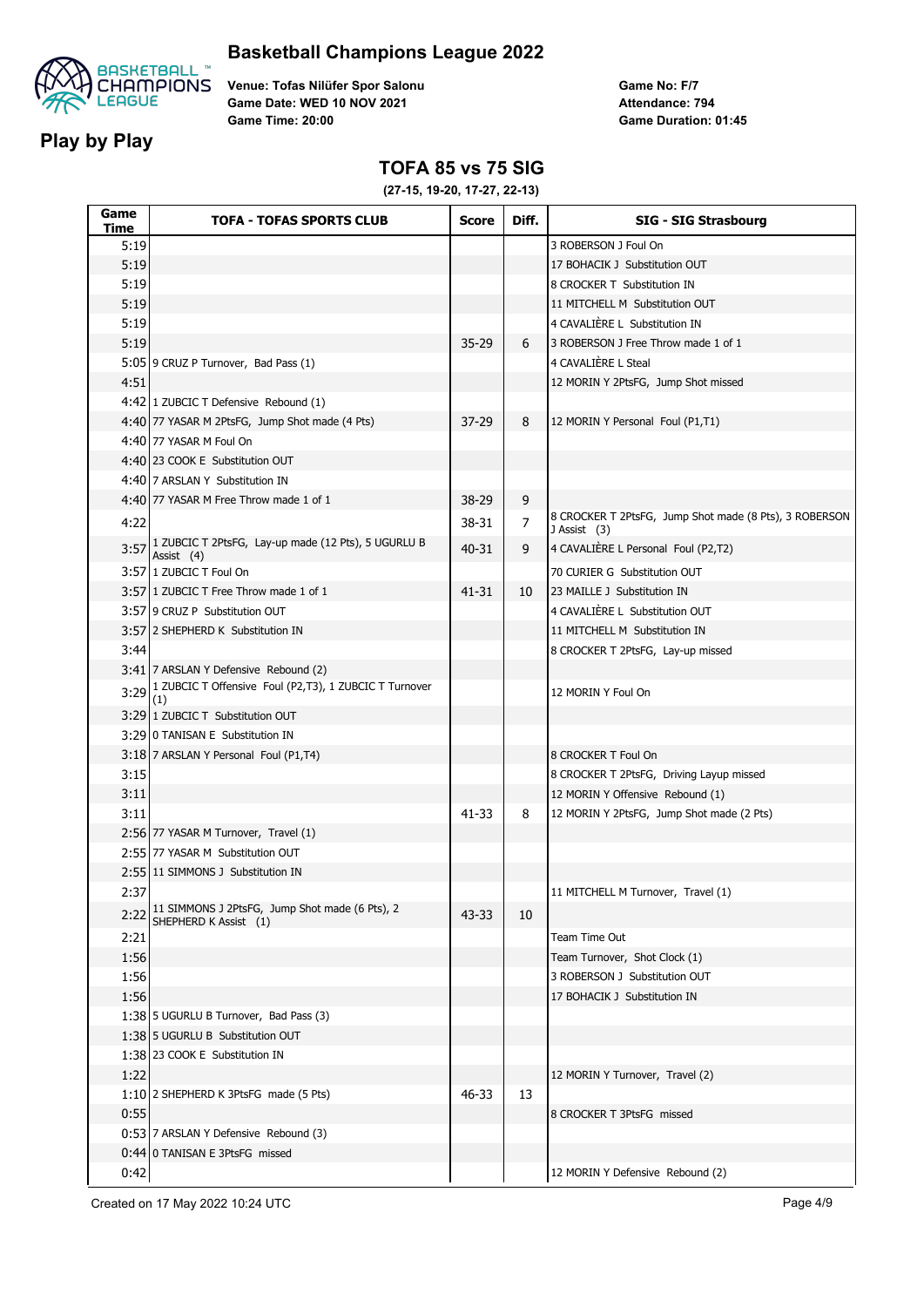# Basketball Champions League 2022

**Play by Play**

Venue: Tofas Nilüfer Spor Salonu
Game Date: WED 10 NOV 2021
Game Time: 20:00

Game No: F/7
Attendance: 794
Game Duration: 01:45

## TOFA 85 vs 75 SIG

**(27-15, 19-20, 17-27, 22-13)**

| Game Time | TOFA - TOFAS SPORTS CLUB | Score | Diff. | SIG - SIG Strasbourg |
|---|---|---|---|---|
| 5:19 | | | | 3 ROBERSON J Foul On |
| 5:19 | | | | 17 BOHACIK J Substitution OUT |
| 5:19 | | | | 8 CROCKER T Substitution IN |
| 5:19 | | | | 11 MITCHELL M Substitution OUT |
| 5:19 | | | | 4 CAVALIÈRE L Substitution IN |
| 5:19 | | 35-29 | 6 | 3 ROBERSON J Free Throw made 1 of 1 |
| 5:05 | 9 CRUZ P Turnover, Bad Pass (1) | | | 4 CAVALIÈRE L Steal |
| 4:51 | | | | 12 MORIN Y 2PtsFG, Jump Shot missed |
| 4:42 | 1 ZUBCIC T Defensive Rebound (1) | | | |
| 4:40 | 77 YASAR M 2PtsFG, Jump Shot made (4 Pts) | 37-29 | 8 | 12 MORIN Y Personal Foul (P1,T1) |
| 4:40 | 77 YASAR M Foul On | | | |
| 4:40 | 23 COOK E Substitution OUT | | | |
| 4:40 | 7 ARSLAN Y Substitution IN | | | |
| 4:40 | 77 YASAR M Free Throw made 1 of 1 | 38-29 | 9 | |
| 4:22 | | 38-31 | 7 | 8 CROCKER T 2PtsFG, Jump Shot made (8 Pts), 3 ROBERSON J Assist (3) |
| 3:57 | 1 ZUBCIC T 2PtsFG, Lay-up made (12 Pts), 5 UGURLU B Assist (4) | 40-31 | 9 | 4 CAVALIÈRE L Personal Foul (P2,T2) |
| 3:57 | 1 ZUBCIC T Foul On | | | 70 CURIER G Substitution OUT |
| 3:57 | 1 ZUBCIC T Free Throw made 1 of 1 | 41-31 | 10 | 23 MAILLE J Substitution IN |
| 3:57 | 9 CRUZ P Substitution OUT | | | 4 CAVALIÈRE L Substitution OUT |
| 3:57 | 2 SHEPHERD K Substitution IN | | | 11 MITCHELL M Substitution IN |
| 3:44 | | | | 8 CROCKER T 2PtsFG, Lay-up missed |
| 3:41 | 7 ARSLAN Y Defensive Rebound (2) | | | |
| 3:29 | 1 ZUBCIC T Offensive Foul (P2,T3), 1 ZUBCIC T Turnover (1) | | | 12 MORIN Y Foul On |
| 3:29 | 1 ZUBCIC T Substitution OUT | | | |
| 3:29 | 0 TANISAN E Substitution IN | | | |
| 3:18 | 7 ARSLAN Y Personal Foul (P1,T4) | | | 8 CROCKER T Foul On |
| 3:15 | | | | 8 CROCKER T 2PtsFG, Driving Layup missed |
| 3:11 | | | | 12 MORIN Y Offensive Rebound (1) |
| 3:11 | | 41-33 | 8 | 12 MORIN Y 2PtsFG, Jump Shot made (2 Pts) |
| 2:56 | 77 YASAR M Turnover, Travel (1) | | | |
| 2:55 | 77 YASAR M Substitution OUT | | | |
| 2:55 | 11 SIMMONS J Substitution IN | | | |
| 2:37 | | | | 11 MITCHELL M Turnover, Travel (1) |
| 2:22 | 11 SIMMONS J 2PtsFG, Jump Shot made (6 Pts), 2 SHEPHERD K Assist (1) | 43-33 | 10 | |
| 2:21 | | | | Team Time Out |
| 1:56 | | | | Team Turnover, Shot Clock (1) |
| 1:56 | | | | 3 ROBERSON J Substitution OUT |
| 1:56 | | | | 17 BOHACIK J Substitution IN |
| 1:38 | 5 UGURLU B Turnover, Bad Pass (3) | | | |
| 1:38 | 5 UGURLU B Substitution OUT | | | |
| 1:38 | 23 COOK E Substitution IN | | | |
| 1:22 | | | | 12 MORIN Y Turnover, Travel (2) |
| 1:10 | 2 SHEPHERD K 3PtsFG made (5 Pts) | 46-33 | 13 | |
| 0:55 | | | | 8 CROCKER T 3PtsFG missed |
| 0:53 | 7 ARSLAN Y Defensive Rebound (3) | | | |
| 0:44 | 0 TANISAN E 3PtsFG missed | | | |
| 0:42 | | | | 12 MORIN Y Defensive Rebound (2) |

Created on 17 May 2022 10:24 UTC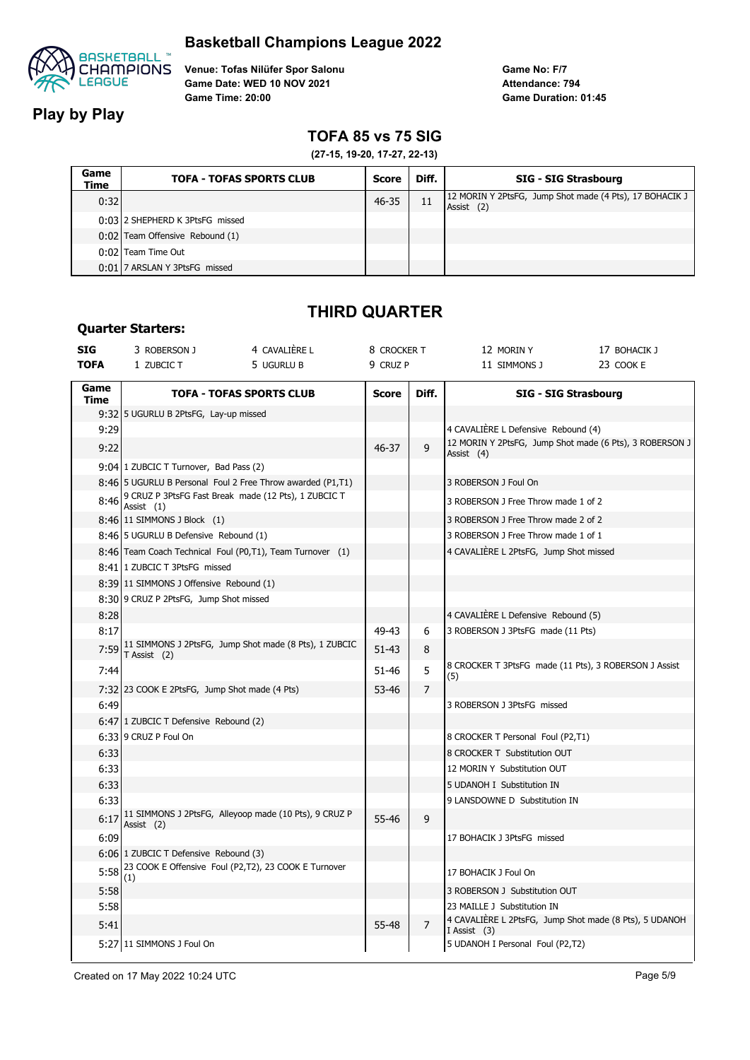# Basketball Champions League 2022

**Play by Play**

Venue: Tofas Nilüfer Spor Salonu
Game Date: WED 10 NOV 2021
Game Time: 20:00

Game No: F/7
Attendance: 794
Game Duration: 01:45

## TOFA 85 vs 75 SIG

**(27-15, 19-20, 17-27, 22-13)**

| Game Time | TOFA - TOFAS SPORTS CLUB | Score | Diff. | SIG - SIG Strasbourg |
|---|---|---|---|---|
| 0:32 | | 46-35 | 11 | 12 MORIN Y 2PtsFG, Jump Shot made (4 Pts), 17 BOHACIK J Assist (2) |
| 0:03 | 2 SHEPHERD K 3PtsFG missed | | | |
| 0:02 | Team Offensive Rebound (1) | | | |
| 0:02 | Team Time Out | | | |
| 0:01 | 7 ARSLAN Y 3PtsFG missed | | | |

## THIRD QUARTER

### Quarter Starters:

| | | | | | |
|---|---|---|---|---|---|
| **SIG** | 3 ROBERSON J | 4 CAVALIÈRE L | 8 CROCKER T | 12 MORIN Y | 17 BOHACIK J |
| **TOFA** | 1 ZUBCIC T | 5 UGURLU B | 9 CRUZ P | 11 SIMMONS J | 23 COOK E |

| Game Time | TOFA - TOFAS SPORTS CLUB | Score | Diff. | SIG - SIG Strasbourg |
|---|---|---|---|---|
| 9:32 | 5 UGURLU B 2PtsFG, Lay-up missed | | | |
| 9:29 | | | | 4 CAVALIÈRE L Defensive Rebound (4) |
| 9:22 | | 46-37 | 9 | 12 MORIN Y 2PtsFG, Jump Shot made (6 Pts), 3 ROBERSON J Assist (4) |
| 9:04 | 1 ZUBCIC T Turnover, Bad Pass (2) | | | |
| 8:46 | 5 UGURLU B Personal Foul 2 Free Throw awarded (P1,T1) | | | 3 ROBERSON J Foul On |
| 8:46 | 9 CRUZ P 3PtsFG Fast Break made (12 Pts), 1 ZUBCIC T Assist (1) | | | 3 ROBERSON J Free Throw made 1 of 2 |
| 8:46 | 11 SIMMONS J Block (1) | | | 3 ROBERSON J Free Throw made 2 of 2 |
| 8:46 | 5 UGURLU B Defensive Rebound (1) | | | 3 ROBERSON J Free Throw made 1 of 1 |
| 8:46 | Team Coach Technical Foul (P0,T1), Team Turnover (1) | | | 4 CAVALIÈRE L 2PtsFG, Jump Shot missed |
| 8:41 | 1 ZUBCIC T 3PtsFG missed | | | |
| 8:39 | 11 SIMMONS J Offensive Rebound (1) | | | |
| 8:30 | 9 CRUZ P 2PtsFG, Jump Shot missed | | | |
| 8:28 | | | | 4 CAVALIÈRE L Defensive Rebound (5) |
| 8:17 | | 49-43 | 6 | 3 ROBERSON J 3PtsFG made (11 Pts) |
| 7:59 | 11 SIMMONS J 2PtsFG, Jump Shot made (8 Pts), 1 ZUBCIC T Assist (2) | 51-43 | 8 | |
| 7:44 | | 51-46 | 5 | 8 CROCKER T 3PtsFG made (11 Pts), 3 ROBERSON J Assist (5) |
| 7:32 | 23 COOK E 2PtsFG, Jump Shot made (4 Pts) | 53-46 | 7 | |
| 6:49 | | | | 3 ROBERSON J 3PtsFG missed |
| 6:47 | 1 ZUBCIC T Defensive Rebound (2) | | | |
| 6:33 | 9 CRUZ P Foul On | | | 8 CROCKER T Personal Foul (P2,T1) |
| 6:33 | | | | 8 CROCKER T Substitution OUT |
| 6:33 | | | | 12 MORIN Y Substitution OUT |
| 6:33 | | | | 5 UDANOH I Substitution IN |
| 6:33 | | | | 9 LANSDOWNE D Substitution IN |
| 6:17 | 11 SIMMONS J 2PtsFG, Alleyoop made (10 Pts), 9 CRUZ P Assist (2) | 55-46 | 9 | |
| 6:09 | | | | 17 BOHACIK J 3PtsFG missed |
| 6:06 | 1 ZUBCIC T Defensive Rebound (3) | | | |
| 5:58 | 23 COOK E Offensive Foul (P2,T2), 23 COOK E Turnover (1) | | | 17 BOHACIK J Foul On |
| 5:58 | | | | 3 ROBERSON J Substitution OUT |
| 5:58 | | | | 23 MAILLE J Substitution IN |
| 5:41 | | 55-48 | 7 | 4 CAVALIÈRE L 2PtsFG, Jump Shot made (8 Pts), 5 UDANOH I Assist (3) |
| 5:27 | 11 SIMMONS J Foul On | | | 5 UDANOH I Personal Foul (P2,T2) |

Created on 17 May 2022 10:24 UTC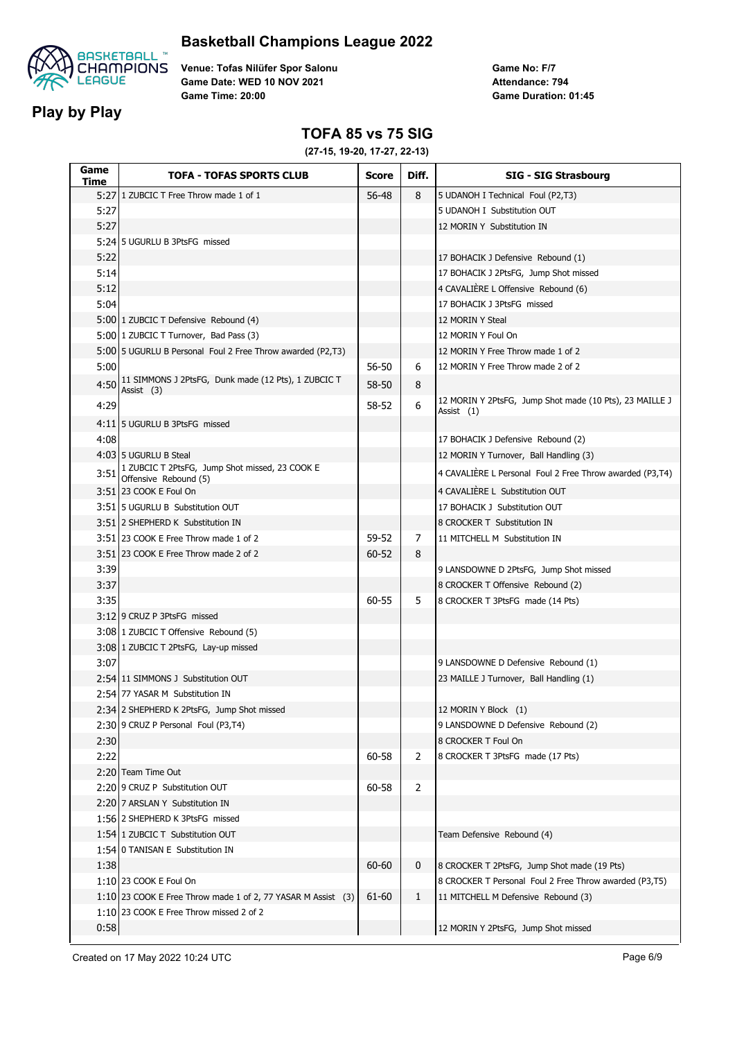# Basketball Champions League 2022

## Play by Play

Venue: Tofas Nilüfer Spor Salonu
Game Date: WED 10 NOV 2021
Game Time: 20:00

Game No: F/7
Attendance: 794
Game Duration: 01:45

## TOFA 85 vs 75 SIG

**(27-15, 19-20, 17-27, 22-13)**

| Game Time | TOFA - TOFAS SPORTS CLUB | Score | Diff. | SIG - SIG Strasbourg |
|---|---|---|---|---|
| 5:27 | 1 ZUBCIC T Free Throw made 1 of 1 | 56-48 | 8 | 5 UDANOH I Technical Foul (P2,T3) |
| 5:27 | | | | 5 UDANOH I Substitution OUT |
| 5:27 | | | | 12 MORIN Y Substitution IN |
| 5:24 | 5 UGURLU B 3PtsFG missed | | | |
| 5:22 | | | | 17 BOHACIK J Defensive Rebound (1) |
| 5:14 | | | | 17 BOHACIK J 2PtsFG, Jump Shot missed |
| 5:12 | | | | 4 CAVALIÈRE L Offensive Rebound (6) |
| 5:04 | | | | 17 BOHACIK J 3PtsFG missed |
| 5:00 | 1 ZUBCIC T Defensive Rebound (4) | | | 12 MORIN Y Steal |
| 5:00 | 1 ZUBCIC T Turnover, Bad Pass (3) | | | 12 MORIN Y Foul On |
| 5:00 | 5 UGURLU B Personal Foul 2 Free Throw awarded (P2,T3) | | | 12 MORIN Y Free Throw made 1 of 2 |
| 5:00 | | 56-50 | 6 | 12 MORIN Y Free Throw made 2 of 2 |
| 4:50 | 11 SIMMONS J 2PtsFG, Dunk made (12 Pts), 1 ZUBCIC T Assist (3) | 58-50 | 8 | |
| 4:29 | | 58-52 | 6 | 12 MORIN Y 2PtsFG, Jump Shot made (10 Pts), 23 MAILLE J Assist (1) |
| 4:11 | 5 UGURLU B 3PtsFG missed | | | |
| 4:08 | | | | 17 BOHACIK J Defensive Rebound (2) |
| 4:03 | 5 UGURLU B Steal | | | 12 MORIN Y Turnover, Ball Handling (3) |
| 3:51 | 1 ZUBCIC T 2PtsFG, Jump Shot missed, 23 COOK E Offensive Rebound (5) | | | 4 CAVALIÈRE L Personal Foul 2 Free Throw awarded (P3,T4) |
| 3:51 | 23 COOK E Foul On | | | 4 CAVALIÈRE L Substitution OUT |
| 3:51 | 5 UGURLU B Substitution OUT | | | 17 BOHACIK J Substitution OUT |
| 3:51 | 2 SHEPHERD K Substitution IN | | | 8 CROCKER T Substitution IN |
| 3:51 | 23 COOK E Free Throw made 1 of 2 | 59-52 | 7 | 11 MITCHELL M Substitution IN |
| 3:51 | 23 COOK E Free Throw made 2 of 2 | 60-52 | 8 | |
| 3:39 | | | | 9 LANSDOWNE D 2PtsFG, Jump Shot missed |
| 3:37 | | | | 8 CROCKER T Offensive Rebound (2) |
| 3:35 | | 60-55 | 5 | 8 CROCKER T 3PtsFG made (14 Pts) |
| 3:12 | 9 CRUZ P 3PtsFG missed | | | |
| 3:08 | 1 ZUBCIC T Offensive Rebound (5) | | | |
| 3:08 | 1 ZUBCIC T 2PtsFG, Lay-up missed | | | |
| 3:07 | | | | 9 LANSDOWNE D Defensive Rebound (1) |
| 2:54 | 11 SIMMONS J Substitution OUT | | | 23 MAILLE J Turnover, Ball Handling (1) |
| 2:54 | 77 YASAR M Substitution IN | | | |
| 2:34 | 2 SHEPHERD K 2PtsFG, Jump Shot missed | | | 12 MORIN Y Block (1) |
| 2:30 | 9 CRUZ P Personal Foul (P3,T4) | | | 9 LANSDOWNE D Defensive Rebound (2) |
| 2:30 | | | | 8 CROCKER T Foul On |
| 2:22 | | 60-58 | 2 | 8 CROCKER T 3PtsFG made (17 Pts) |
| 2:20 | Team Time Out | | | |
| 2:20 | 9 CRUZ P Substitution OUT | 60-58 | 2 | |
| 2:20 | 7 ARSLAN Y Substitution IN | | | |
| 1:56 | 2 SHEPHERD K 3PtsFG missed | | | |
| 1:54 | 1 ZUBCIC T Substitution OUT | | | Team Defensive Rebound (4) |
| 1:54 | 0 TANISAN E Substitution IN | | | |
| 1:38 | | 60-60 | 0 | 8 CROCKER T 2PtsFG, Jump Shot made (19 Pts) |
| 1:10 | 23 COOK E Foul On | | | 8 CROCKER T Personal Foul 2 Free Throw awarded (P3,T5) |
| 1:10 | 23 COOK E Free Throw made 1 of 2, 77 YASAR M Assist (3) | 61-60 | 1 | 11 MITCHELL M Defensive Rebound (3) |
| 1:10 | 23 COOK E Free Throw missed 2 of 2 | | | |
| 0:58 | | | | 12 MORIN Y 2PtsFG, Jump Shot missed |

Created on 17 May 2022 10:24 UTC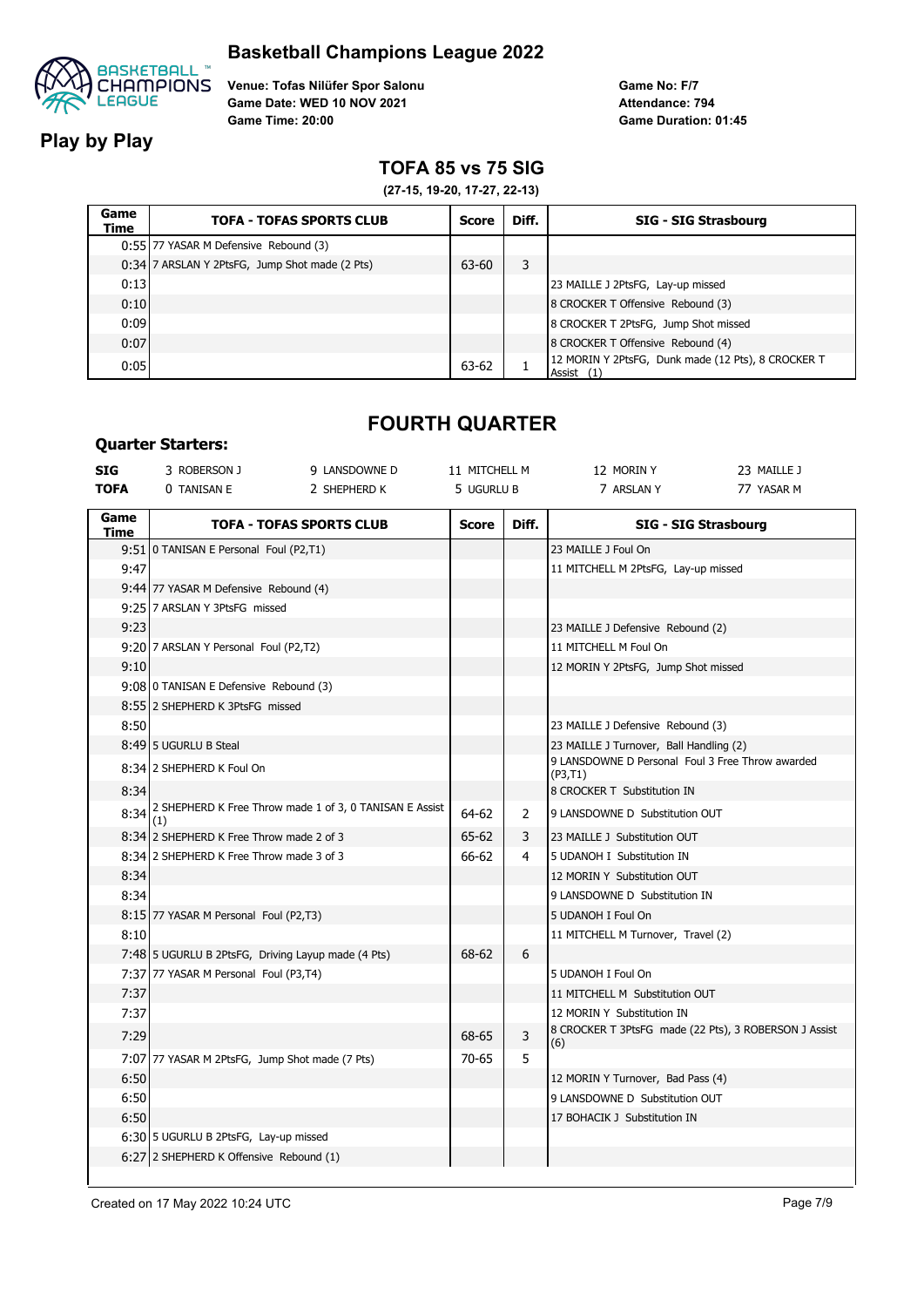# Basketball Champions League 2022

**Venue: Tofas Nilüfer Spor Salonu**
**Game Date: WED 10 NOV 2021**
**Game Time: 20:00**

**Game No: F/7**
**Attendance: 794**
**Game Duration: 01:45**

## Play by Play

### TOFA 85 vs 75 SIG

**(27-15, 19-20, 17-27, 22-13)**

| Game Time | TOFA - TOFAS SPORTS CLUB | Score | Diff. | SIG - SIG Strasbourg |
|---|---|---|---|---|
| 0:55 | 77 YASAR M Defensive Rebound (3) | | | |
| 0:34 | 7 ARSLAN Y 2PtsFG, Jump Shot made (2 Pts) | 63-60 | 3 | |
| 0:13 | | | | 23 MAILLE J 2PtsFG, Lay-up missed |
| 0:10 | | | | 8 CROCKER T Offensive Rebound (3) |
| 0:09 | | | | 8 CROCKER T 2PtsFG, Jump Shot missed |
| 0:07 | | | | 8 CROCKER T Offensive Rebound (4) |
| 0:05 | | 63-62 | 1 | 12 MORIN Y 2PtsFG, Dunk made (12 Pts), 8 CROCKER T Assist (1) |

## FOURTH QUARTER

### Quarter Starters:

| | | | | | |
|---|---|---|---|---|---|
| **SIG** | 3 ROBERSON J | 9 LANSDOWNE D | 11 MITCHELL M | 12 MORIN Y | 23 MAILLE J |
| **TOFA** | 0 TANISAN E | 2 SHEPHERD K | 5 UGURLU B | 7 ARSLAN Y | 77 YASAR M |

| Game Time | TOFA - TOFAS SPORTS CLUB | Score | Diff. | SIG - SIG Strasbourg |
|---|---|---|---|---|
| 9:51 | 0 TANISAN E Personal Foul (P2,T1) | | | 23 MAILLE J Foul On |
| 9:47 | | | | 11 MITCHELL M 2PtsFG, Lay-up missed |
| 9:44 | 77 YASAR M Defensive Rebound (4) | | | |
| 9:25 | 7 ARSLAN Y 3PtsFG missed | | | |
| 9:23 | | | | 23 MAILLE J Defensive Rebound (2) |
| 9:20 | 7 ARSLAN Y Personal Foul (P2,T2) | | | 11 MITCHELL M Foul On |
| 9:10 | | | | 12 MORIN Y 2PtsFG, Jump Shot missed |
| 9:08 | 0 TANISAN E Defensive Rebound (3) | | | |
| 8:55 | 2 SHEPHERD K 3PtsFG missed | | | |
| 8:50 | | | | 23 MAILLE J Defensive Rebound (3) |
| 8:49 | 5 UGURLU B Steal | | | 23 MAILLE J Turnover, Ball Handling (2) |
| 8:34 | 2 SHEPHERD K Foul On | | | 9 LANSDOWNE D Personal Foul 3 Free Throw awarded (P3,T1) |
| 8:34 | | | | 8 CROCKER T Substitution IN |
| 8:34 | 2 SHEPHERD K Free Throw made 1 of 3, 0 TANISAN E Assist (1) | 64-62 | 2 | 9 LANSDOWNE D Substitution OUT |
| 8:34 | 2 SHEPHERD K Free Throw made 2 of 3 | 65-62 | 3 | 23 MAILLE J Substitution OUT |
| 8:34 | 2 SHEPHERD K Free Throw made 3 of 3 | 66-62 | 4 | 5 UDANOH I Substitution IN |
| 8:34 | | | | 12 MORIN Y Substitution OUT |
| 8:34 | | | | 9 LANSDOWNE D Substitution IN |
| 8:15 | 77 YASAR M Personal Foul (P2,T3) | | | 5 UDANOH I Foul On |
| 8:10 | | | | 11 MITCHELL M Turnover, Travel (2) |
| 7:48 | 5 UGURLU B 2PtsFG, Driving Layup made (4 Pts) | 68-62 | 6 | |
| 7:37 | 77 YASAR M Personal Foul (P3,T4) | | | 5 UDANOH I Foul On |
| 7:37 | | | | 11 MITCHELL M Substitution OUT |
| 7:37 | | | | 12 MORIN Y Substitution IN |
| 7:29 | | 68-65 | 3 | 8 CROCKER T 3PtsFG made (22 Pts), 3 ROBERSON J Assist (6) |
| 7:07 | 77 YASAR M 2PtsFG, Jump Shot made (7 Pts) | 70-65 | 5 | |
| 6:50 | | | | 12 MORIN Y Turnover, Bad Pass (4) |
| 6:50 | | | | 9 LANSDOWNE D Substitution OUT |
| 6:50 | | | | 17 BOHACIK J Substitution IN |
| 6:30 | 5 UGURLU B 2PtsFG, Lay-up missed | | | |
| 6:27 | 2 SHEPHERD K Offensive Rebound (1) | | | |

Created on 17 May 2022 10:24 UTC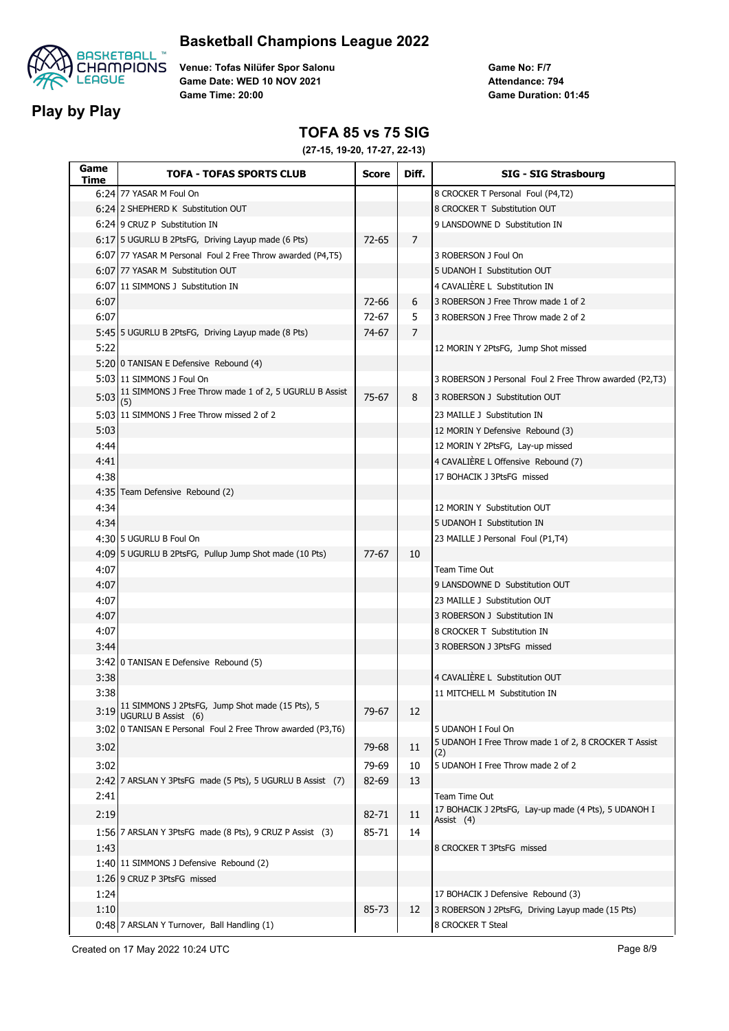# Basketball Champions League 2022

## Play by Play

Venue: Tofas Nilüfer Spor Salonu
Game Date: WED 10 NOV 2021
Game Time: 20:00

Game No: F/7
Attendance: 794
Game Duration: 01:45

## TOFA 85 vs 75 SIG

**(27-15, 19-20, 17-27, 22-13)**

| Game Time | TOFA - TOFAS SPORTS CLUB | Score | Diff. | SIG - SIG Strasbourg |
|---|---|---|---|---|
| 6:24 | 77 YASAR M Foul On | | | 8 CROCKER T Personal Foul (P4,T2) |
| 6:24 | 2 SHEPHERD K Substitution OUT | | | 8 CROCKER T Substitution OUT |
| 6:24 | 9 CRUZ P Substitution IN | | | 9 LANSDOWNE D Substitution IN |
| 6:17 | 5 UGURLU B 2PtsFG, Driving Layup made (6 Pts) | 72-65 | 7 | |
| 6:07 | 77 YASAR M Personal Foul 2 Free Throw awarded (P4,T5) | | | 3 ROBERSON J Foul On |
| 6:07 | 77 YASAR M Substitution OUT | | | 5 UDANOH I Substitution OUT |
| 6:07 | 11 SIMMONS J Substitution IN | | | 4 CAVALIÈRE L Substitution IN |
| 6:07 | | 72-66 | 6 | 3 ROBERSON J Free Throw made 1 of 2 |
| 6:07 | | 72-67 | 5 | 3 ROBERSON J Free Throw made 2 of 2 |
| 5:45 | 5 UGURLU B 2PtsFG, Driving Layup made (8 Pts) | 74-67 | 7 | |
| 5:22 | | | | 12 MORIN Y 2PtsFG, Jump Shot missed |
| 5:20 | 0 TANISAN E Defensive Rebound (4) | | | |
| 5:03 | 11 SIMMONS J Foul On | | | 3 ROBERSON J Personal Foul 2 Free Throw awarded (P2,T3) |
| 5:03 | 11 SIMMONS J Free Throw made 1 of 2, 5 UGURLU B Assist (5) | 75-67 | 8 | 3 ROBERSON J Substitution OUT |
| 5:03 | 11 SIMMONS J Free Throw missed 2 of 2 | | | 23 MAILLE J Substitution IN |
| 5:03 | | | | 12 MORIN Y Defensive Rebound (3) |
| 4:44 | | | | 12 MORIN Y 2PtsFG, Lay-up missed |
| 4:41 | | | | 4 CAVALIÈRE L Offensive Rebound (7) |
| 4:38 | | | | 17 BOHACIK J 3PtsFG missed |
| 4:35 | Team Defensive Rebound (2) | | | |
| 4:34 | | | | 12 MORIN Y Substitution OUT |
| 4:34 | | | | 5 UDANOH I Substitution IN |
| 4:30 | 5 UGURLU B Foul On | | | 23 MAILLE J Personal Foul (P1,T4) |
| 4:09 | 5 UGURLU B 2PtsFG, Pullup Jump Shot made (10 Pts) | 77-67 | 10 | |
| 4:07 | | | | Team Time Out |
| 4:07 | | | | 9 LANSDOWNE D Substitution OUT |
| 4:07 | | | | 23 MAILLE J Substitution OUT |
| 4:07 | | | | 3 ROBERSON J Substitution IN |
| 4:07 | | | | 8 CROCKER T Substitution IN |
| 3:44 | | | | 3 ROBERSON J 3PtsFG missed |
| 3:42 | 0 TANISAN E Defensive Rebound (5) | | | |
| 3:38 | | | | 4 CAVALIÈRE L Substitution OUT |
| 3:38 | | | | 11 MITCHELL M Substitution IN |
| 3:19 | 11 SIMMONS J 2PtsFG, Jump Shot made (15 Pts), 5 UGURLU B Assist (6) | 79-67 | 12 | |
| 3:02 | 0 TANISAN E Personal Foul 2 Free Throw awarded (P3,T6) | | | 5 UDANOH I Foul On |
| 3:02 | | 79-68 | 11 | 5 UDANOH I Free Throw made 1 of 2, 8 CROCKER T Assist (2) |
| 3:02 | | 79-69 | 10 | 5 UDANOH I Free Throw made 2 of 2 |
| 2:42 | 7 ARSLAN Y 3PtsFG made (5 Pts), 5 UGURLU B Assist (7) | 82-69 | 13 | |
| 2:41 | | | | Team Time Out |
| 2:19 | | 82-71 | 11 | 17 BOHACIK J 2PtsFG, Lay-up made (4 Pts), 5 UDANOH I Assist (4) |
| 1:56 | 7 ARSLAN Y 3PtsFG made (8 Pts), 9 CRUZ P Assist (3) | 85-71 | 14 | |
| 1:43 | | | | 8 CROCKER T 3PtsFG missed |
| 1:40 | 11 SIMMONS J Defensive Rebound (2) | | | |
| 1:26 | 9 CRUZ P 3PtsFG missed | | | |
| 1:24 | | | | 17 BOHACIK J Defensive Rebound (3) |
| 1:10 | | 85-73 | 12 | 3 ROBERSON J 2PtsFG, Driving Layup made (15 Pts) |
| 0:48 | 7 ARSLAN Y Turnover, Ball Handling (1) | | | 8 CROCKER T Steal |

Created on 17 May 2022 10:24 UTC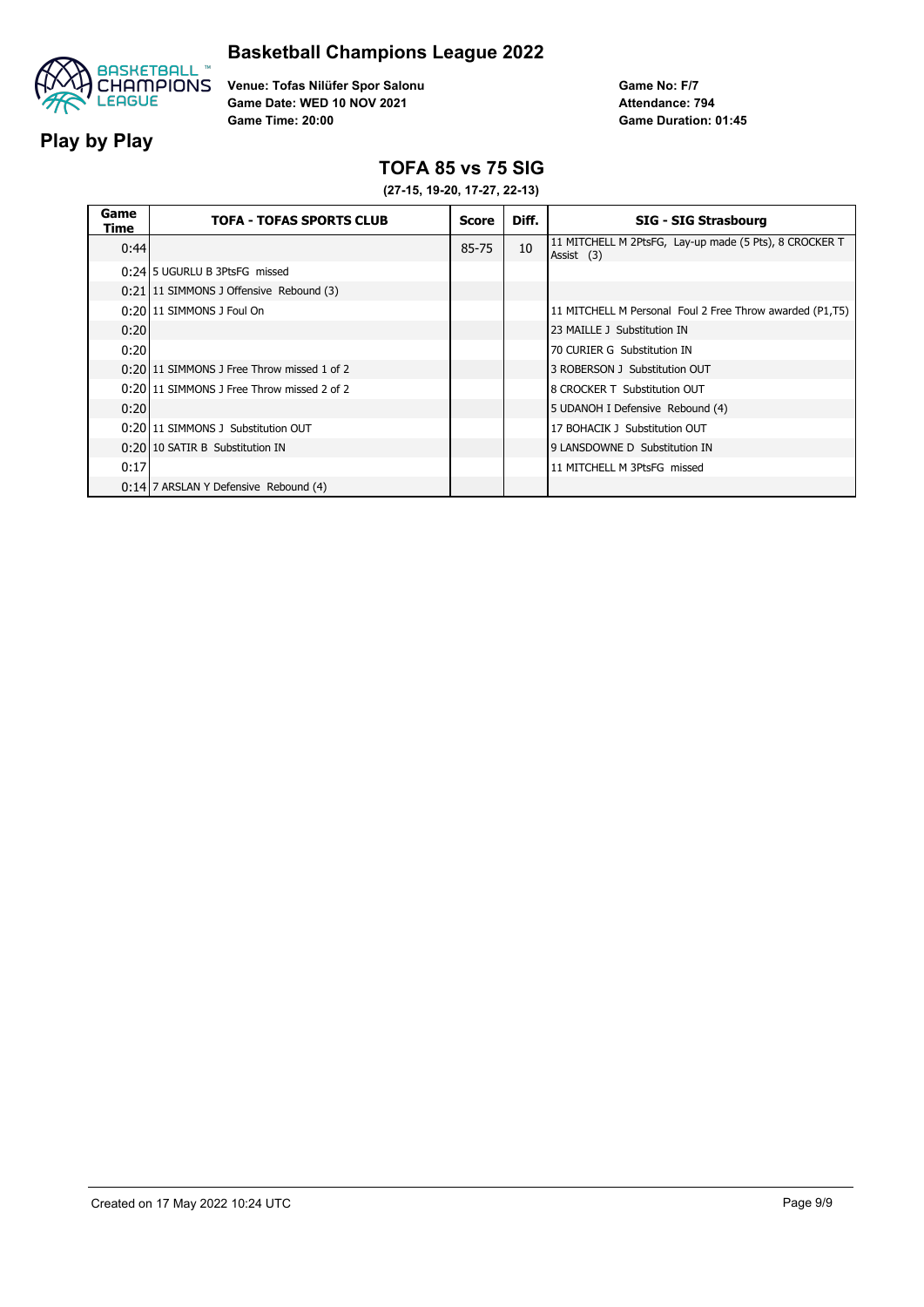# Basketball Champions League 2022

**Play by Play**

**Venue: Tofas Nilüfer Spor Salonu**
**Game Date: WED 10 NOV 2021**
**Game Time: 20:00**

**Game No: F/7**
**Attendance: 794**
**Game Duration: 01:45**

## TOFA 85 vs 75 SIG

**(27-15, 19-20, 17-27, 22-13)**

| Game Time | TOFA - TOFAS SPORTS CLUB | Score | Diff. | SIG - SIG Strasbourg |
|---|---|---|---|---|
| 0:44 | | 85-75 | 10 | 11 MITCHELL M 2PtsFG, Lay-up made (5 Pts), 8 CROCKER T Assist (3) |
| 0:24 | 5 UGURLU B 3PtsFG missed | | | |
| 0:21 | 11 SIMMONS J Offensive Rebound (3) | | | |
| 0:20 | 11 SIMMONS J Foul On | | | 11 MITCHELL M Personal Foul 2 Free Throw awarded (P1,T5) |
| 0:20 | | | | 23 MAILLE J Substitution IN |
| 0:20 | | | | 70 CURIER G Substitution IN |
| 0:20 | 11 SIMMONS J Free Throw missed 1 of 2 | | | 3 ROBERSON J Substitution OUT |
| 0:20 | 11 SIMMONS J Free Throw missed 2 of 2 | | | 8 CROCKER T Substitution OUT |
| 0:20 | | | | 5 UDANOH I Defensive Rebound (4) |
| 0:20 | 11 SIMMONS J Substitution OUT | | | 17 BOHACIK J Substitution OUT |
| 0:20 | 10 SATIR B Substitution IN | | | 9 LANSDOWNE D Substitution IN |
| 0:17 | | | | 11 MITCHELL M 3PtsFG missed |
| 0:14 | 7 ARSLAN Y Defensive Rebound (4) | | | |

Created on 17 May 2022 10:24 UTC